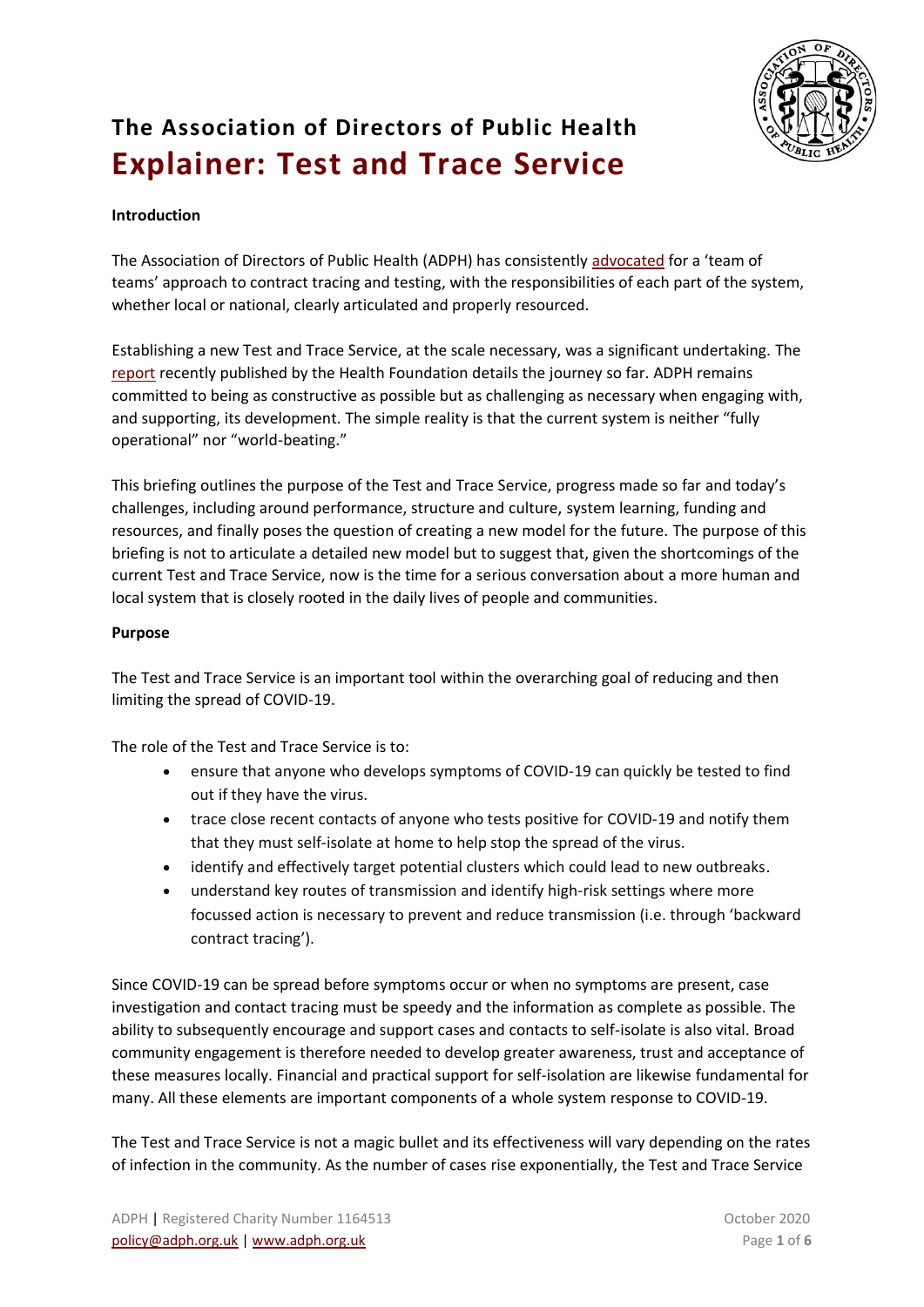# The Association of Directors of Public Health
## Explainer: Test and Trace Service

**Introduction**

The Association of Directors of Public Health (ADPH) has consistently advocated for a 'team of teams' approach to contract tracing and testing, with the responsibilities of each part of the system, whether local or national, clearly articulated and properly resourced.

Establishing a new Test and Trace Service, at the scale necessary, was a significant undertaking. The report recently published by the Health Foundation details the journey so far. ADPH remains committed to being as constructive as possible but as challenging as necessary when engaging with, and supporting, its development. The simple reality is that the current system is neither "fully operational" nor "world-beating."

This briefing outlines the purpose of the Test and Trace Service, progress made so far and today's challenges, including around performance, structure and culture, system learning, funding and resources, and finally poses the question of creating a new model for the future. The purpose of this briefing is not to articulate a detailed new model but to suggest that, given the shortcomings of the current Test and Trace Service, now is the time for a serious conversation about a more human and local system that is closely rooted in the daily lives of people and communities.

**Purpose**

The Test and Trace Service is an important tool within the overarching goal of reducing and then limiting the spread of COVID-19.

The role of the Test and Trace Service is to:

- ensure that anyone who develops symptoms of COVID-19 can quickly be tested to find out if they have the virus.
- trace close recent contacts of anyone who tests positive for COVID-19 and notify them that they must self-isolate at home to help stop the spread of the virus.
- identify and effectively target potential clusters which could lead to new outbreaks.
- understand key routes of transmission and identify high-risk settings where more focussed action is necessary to prevent and reduce transmission (i.e. through 'backward contract tracing').

Since COVID-19 can be spread before symptoms occur or when no symptoms are present, case investigation and contact tracing must be speedy and the information as complete as possible. The ability to subsequently encourage and support cases and contacts to self-isolate is also vital. Broad community engagement is therefore needed to develop greater awareness, trust and acceptance of these measures locally. Financial and practical support for self-isolation are likewise fundamental for many. All these elements are important components of a whole system response to COVID-19.

The Test and Trace Service is not a magic bullet and its effectiveness will vary depending on the rates of infection in the community. As the number of cases rise exponentially, the Test and Trace Service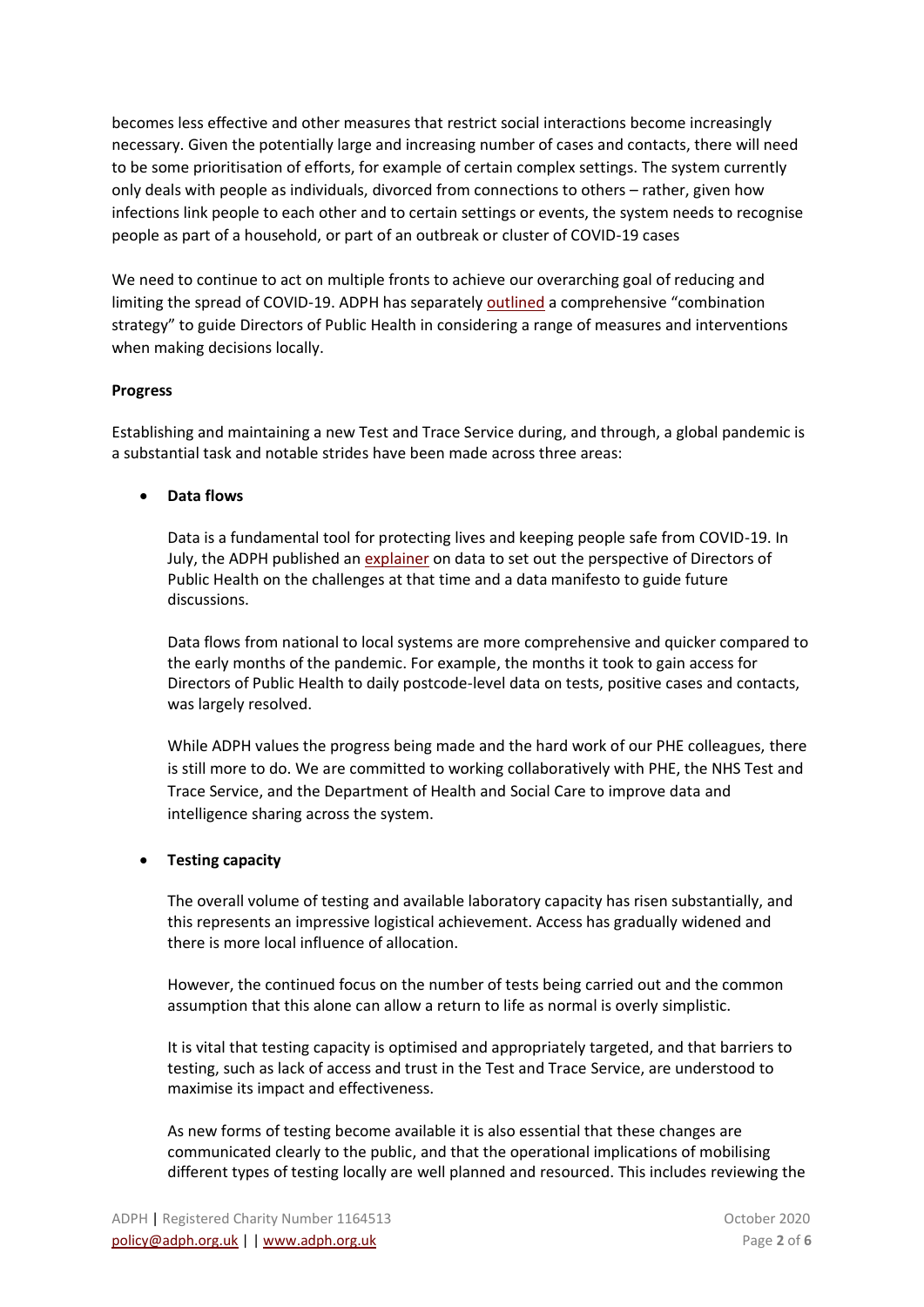becomes less effective and other measures that restrict social interactions become increasingly necessary. Given the potentially large and increasing number of cases and contacts, there will need to be some prioritisation of efforts, for example of certain complex settings. The system currently only deals with people as individuals, divorced from connections to others – rather, given how infections link people to each other and to certain settings or events, the system needs to recognise people as part of a household, or part of an outbreak or cluster of COVID-19 cases

We need to continue to act on multiple fronts to achieve our overarching goal of reducing and limiting the spread of COVID-19. ADPH has separately outlined a comprehensive "combination strategy" to guide Directors of Public Health in considering a range of measures and interventions when making decisions locally.

**Progress**

Establishing and maintaining a new Test and Trace Service during, and through, a global pandemic is a substantial task and notable strides have been made across three areas:

- **Data flows**

  Data is a fundamental tool for protecting lives and keeping people safe from COVID-19. In July, the ADPH published an explainer on data to set out the perspective of Directors of Public Health on the challenges at that time and a data manifesto to guide future discussions.

  Data flows from national to local systems are more comprehensive and quicker compared to the early months of the pandemic. For example, the months it took to gain access for Directors of Public Health to daily postcode-level data on tests, positive cases and contacts, was largely resolved.

  While ADPH values the progress being made and the hard work of our PHE colleagues, there is still more to do. We are committed to working collaboratively with PHE, the NHS Test and Trace Service, and the Department of Health and Social Care to improve data and intelligence sharing across the system.

- **Testing capacity**

  The overall volume of testing and available laboratory capacity has risen substantially, and this represents an impressive logistical achievement. Access has gradually widened and there is more local influence of allocation.

  However, the continued focus on the number of tests being carried out and the common assumption that this alone can allow a return to life as normal is overly simplistic.

  It is vital that testing capacity is optimised and appropriately targeted, and that barriers to testing, such as lack of access and trust in the Test and Trace Service, are understood to maximise its impact and effectiveness.

  As new forms of testing become available it is also essential that these changes are communicated clearly to the public, and that the operational implications of mobilising different types of testing locally are well planned and resourced. This includes reviewing the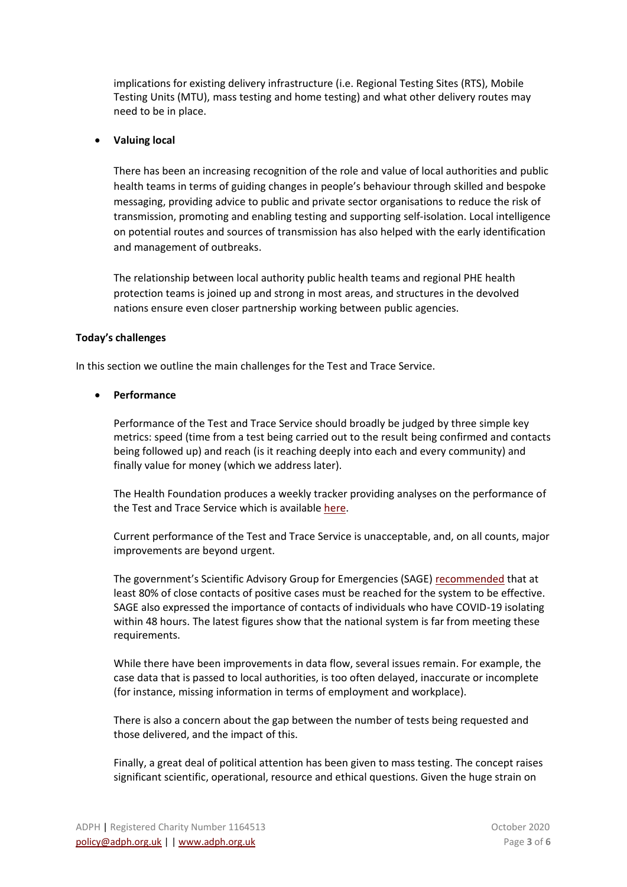implications for existing delivery infrastructure (i.e. Regional Testing Sites (RTS), Mobile Testing Units (MTU), mass testing and home testing) and what other delivery routes may need to be in place.

- **Valuing local**

  There has been an increasing recognition of the role and value of local authorities and public health teams in terms of guiding changes in people's behaviour through skilled and bespoke messaging, providing advice to public and private sector organisations to reduced the risk of transmission, promoting and enabling testing and supporting self-isolation. Local intelligence on potential routes and sources of transmission has also helped with the early identification and management of outbreaks.

  The relationship between local authority public health teams and regional PHE health protection teams is joined up and strong in most areas, and structures in the devolved nations ensure even closer partnership working between public agencies.

**Today's challenges**

In this section we outline the main challenges for the Test and Trace Service.

- **Performance**

  Performance of the Test and Trace Service should broadly be judged by three simple key metrics: speed (time from a test being carried out to the result being confirmed and contacts being followed up) and reach (is it reaching deeply into each and every community) and finally value for money (which we address later).

  The Health Foundation produces a weekly tracker providing analyses on the performance of the Test and Trace Service which is available here.

  Current performance of the Test and Trace Service is unacceptable, and, on all counts, major improvements are beyond urgent.

  The government's Scientific Advisory Group for Emergencies (SAGE) recommended that at least 80% of close contacts of positive cases must be reached for the system to be effective. SAGE also expressed the importance of contacts of individuals who have COVID-19 isolating within 48 hours. The latest figures show that the national system is far from meeting these requirements.

  While there have been improvements in data flow, several issues remain. For example, the case data that is passed to local authorities, is too often delayed, inaccurate or incomplete (for instance, missing information in terms of employment and workplace).

  There is also a concern about the gap between the number of tests being requested and those delivered, and the impact of this.

  Finally, a great deal of political attention has been given to mass testing. The concept raises significant scientific, operational, resource and ethical questions. Given the huge strain on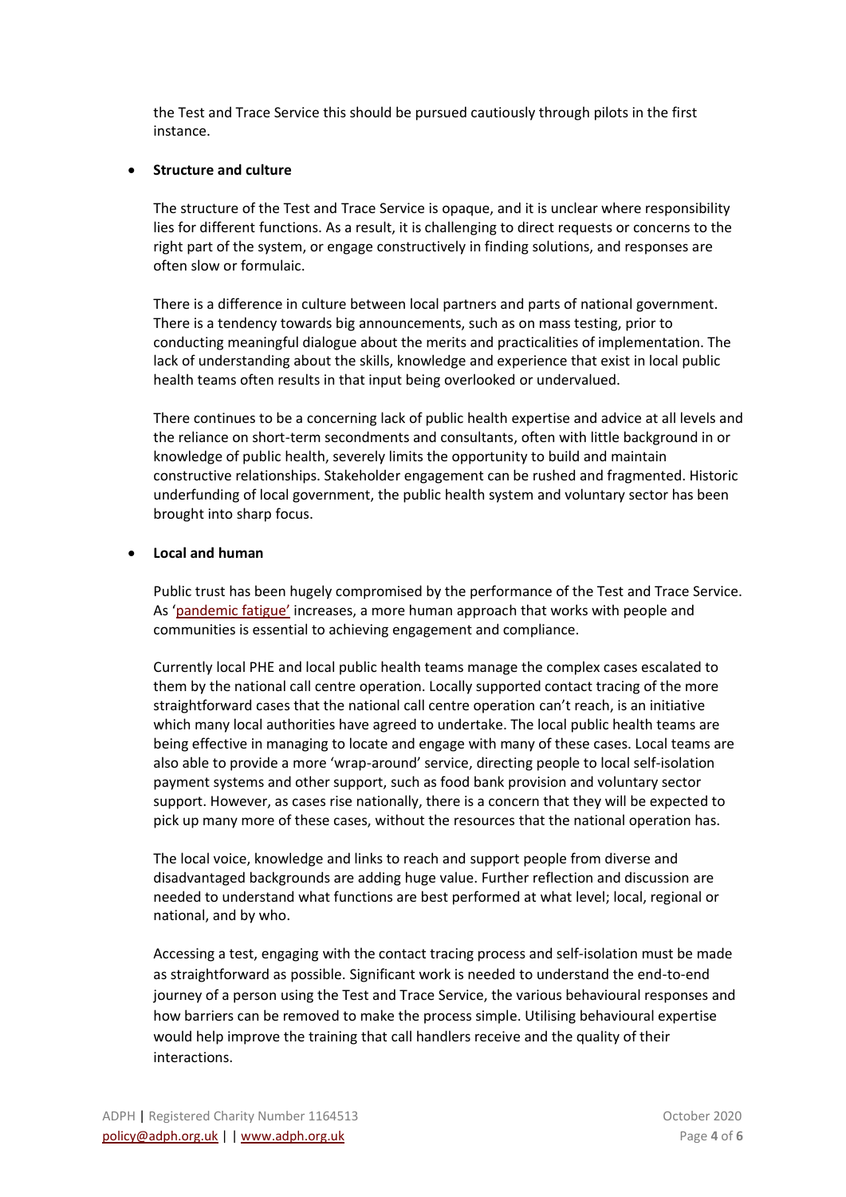the Test and Trace Service this should be pursued cautiously through pilots in the first instance.

- **Structure and culture**

  The structure of the Test and Trace Service is opaque, and it is unclear where responsibility lies for different functions. As a result, it is challenging to direct requests or concerns to the right part of the system, or engage constructively in finding solutions, and responses are often slow or formulaic.

  There is a difference in culture between local partners and parts of national government. There is a tendency towards big announcements, such as on mass testing, prior to conducting meaningful dialogue about the merits and practicalities of implementation. The lack of understanding about the skills, knowledge and experience that exist in local public health teams often results in that input being overlooked or undervalued.

  There continues to be a concerning lack of public health expertise and advice at all levels and the reliance on short-term secondments and consultants, often with little background in or knowledge of public health, severely limits the opportunity to build and maintain constructive relationships. Stakeholder engagement can be rushed and fragmented. Historic underfunding of local government, the public health system and voluntary sector has been brought into sharp focus.

- **Local and human**

  Public trust has been hugely compromised by the performance of the Test and Trace Service. As 'pandemic fatigue' increases, a more human approach that works with people and communities is essential to achieving engagement and compliance.

  Currently local PHE and local public health teams manage the complex cases escalated to them by the national call centre operation. Locally supported contact tracing of the more straightforward cases that the national call centre operation can't reach, is an initiative which many local authorities have agreed to undertake. The local public health teams are being effective in managing to locate and engage with many of these cases. Local teams are also able to provide a more 'wrap-around' service, directing people to local self-isolation payment systems and other support, such as food bank provision and voluntary sector support. However, as cases rise nationally, there is a concern that they will be expected to pick up many more of these cases, without the resources that the national operation has.

  The local voice, knowledge and links to reach and support people from diverse and disadvantaged backgrounds are adding huge value. Further reflection and discussion are needed to understand what functions are best performed at what level; local, regional or national, and by who.

  Accessing a test, engaging with the contact tracing process and self-isolation must be made as straightforward as possible. Significant work is needed to understand the end-to-end journey of a person using the Test and Trace Service, the various behavioural responses and how barriers can be removed to make the process simple. Utilising behavioural expertise would help improve the training that call handlers receive and the quality of their interactions.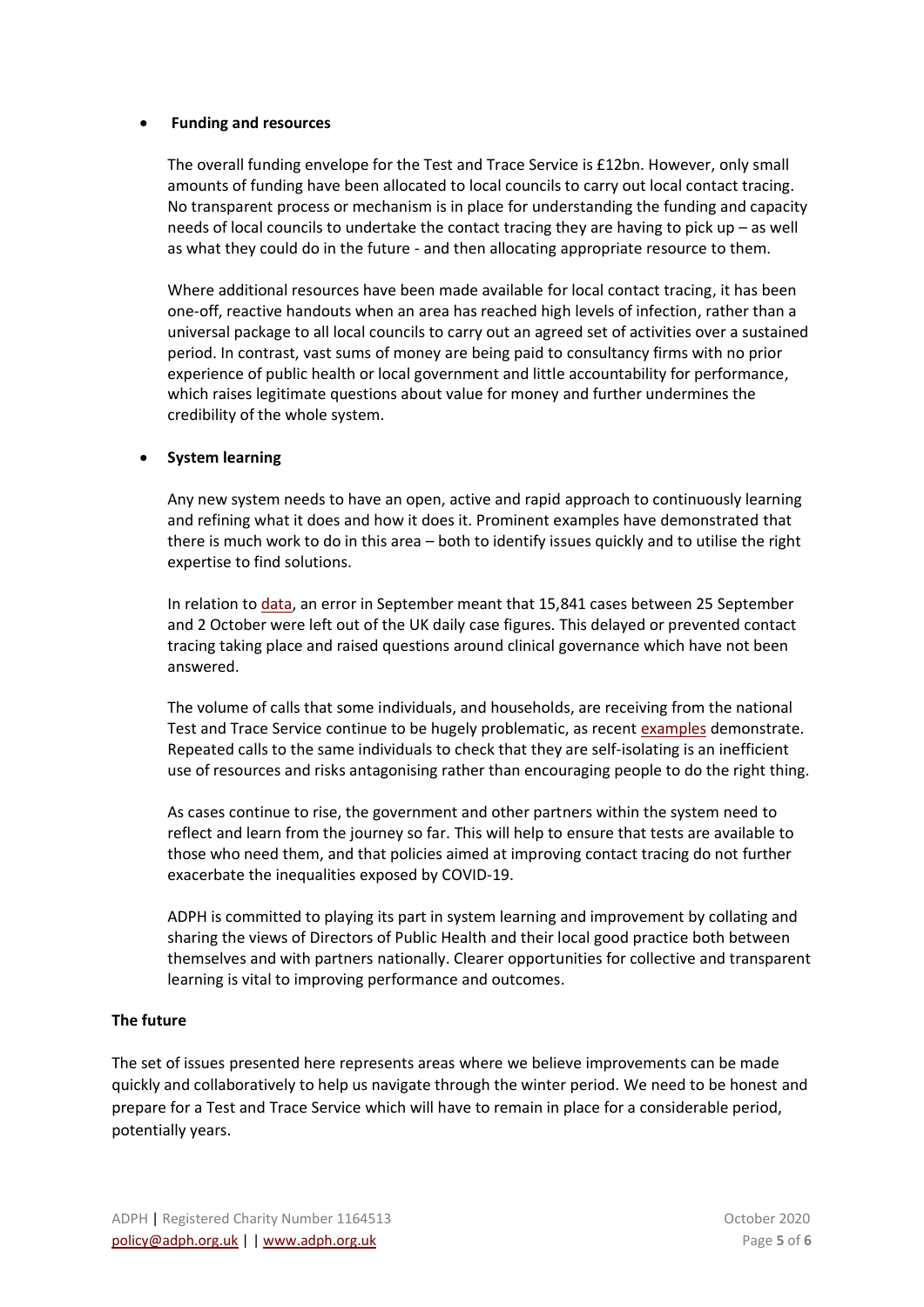- **Funding and resources**

  The overall funding envelope for the Test and Trace Service is £12bn. However, only small amounts of funding have been allocated to local councils to carry out local contact tracing. No transparent process or mechanism is in place for understanding the funding and capacity needs of local councils to undertake the contact tracing they are having to pick up – as well as what they could do in the future - and then allocating appropriate resource to them.

  Where additional resources have been made available for local contact tracing, it has been one-off, reactive handouts when an area has reached high levels of infection, rather than a universal package to all local councils to carry out an agreed set of activities over a sustained period. In contrast, vast sums of money are being paid to consultancy firms with no prior experience of public health or local government and little accountability for performance, which raises legitimate questions about value for money and further undermines the credibility of the whole system.

- **System learning**

  Any new system needs to have an open, active and rapid approach to continuously learning and refining what it does and how it does it. Prominent examples have demonstrated that there is much work to do in this area – both to identify issues quickly and to utilise the right expertise to find solutions.

  In relation to data, an error in September meant that 15,841 cases between 25 September and 2 October were left out of the UK daily case figures. This delayed or prevented contact tracing taking place and raised questions around clinical governance which have not been answered.

  The volume of calls that some individuals, and households, are receiving from the national Test and Trace Service continue to be hugely problematic, as recent examples demonstrate. Repeated calls to the same individuals to check that they are self-isolating is an inefficient use of resources and risks antagonising rather than encouraging people to do the right thing.

  As cases continue to rise, the government and other partners within the system need to reflect and learn from the journey so far. This will help to ensure that tests are available to those who need them, and that policies aimed at improving contact tracing do not further exacerbate the inequalities exposed by COVID-19.

  ADPH is committed to playing its part in system learning and improvement by collating and sharing the views of Directors of Public Health and their local good practice both between themselves and with partners nationally. Clearer opportunities for collective and transparent learning is vital to improving performance and outcomes.

**The future**

The set of issues presented here represents areas where we believe improvements can be made quickly and collaboratively to help us navigate through the winter period. We need to be honest and prepare for a Test and Trace Service which will have to remain in place for a considerable period, potentially years.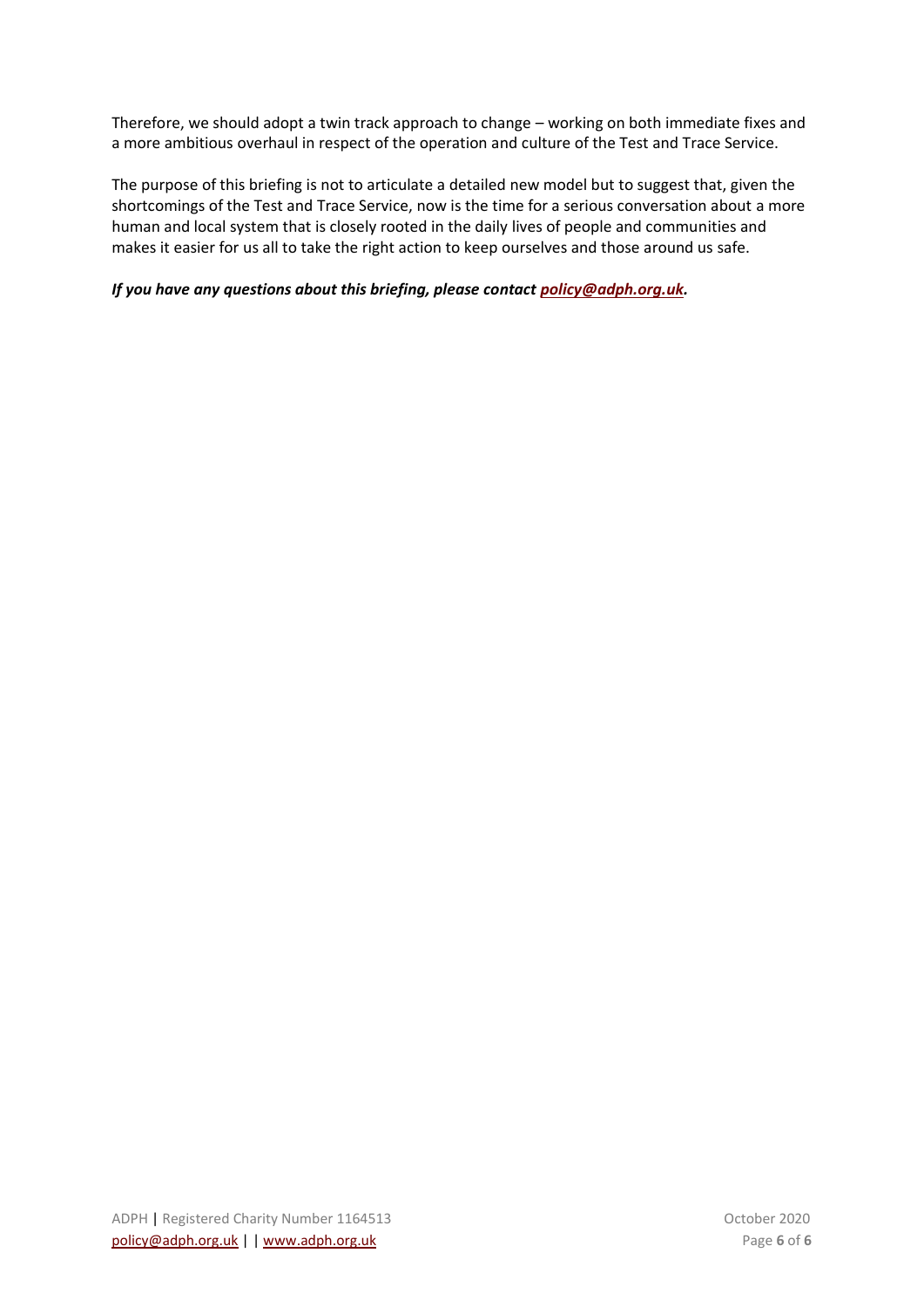Therefore, we should adopt a twin track approach to change – working on both immediate fixes and a more ambitious overhaul in respect of the operation and culture of the Test and Trace Service.

The purpose of this briefing is not to articulate a detailed new model but to suggest that, given the shortcomings of the Test and Trace Service, now is the time for a serious conversation about a more human and local system that is closely rooted in the daily lives of people and communities and makes it easier for us all to take the right action to keep ourselves and those around us safe.

***If you have any questions about this briefing, please contact [policy@adph.org.uk](mailto:policy@adph.org.uk).***